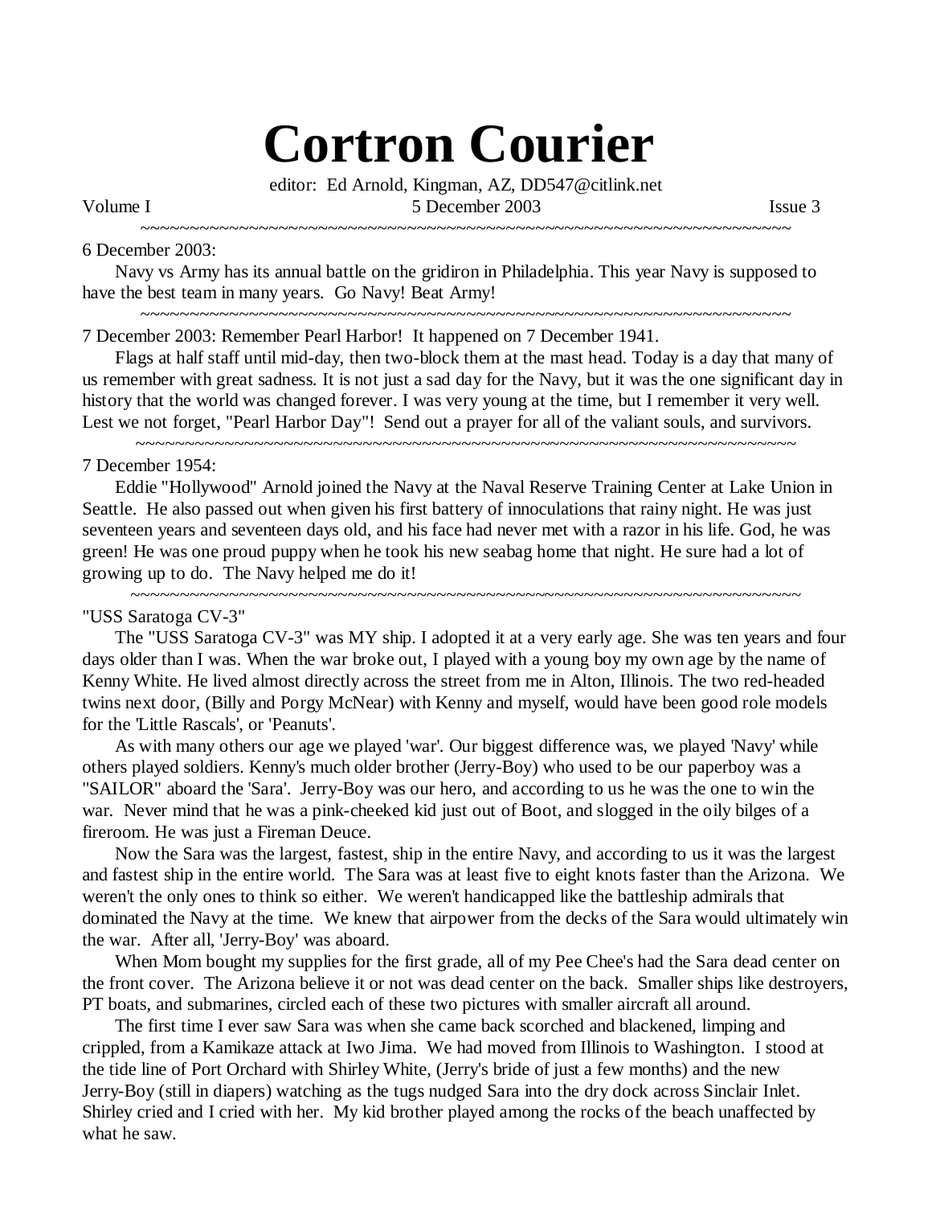# Cortron Courier

editor: Ed Arnold, Kingman, AZ, DD547@citlink.net

Volume I 5 December 2003 Issue 3

~~~~~~~~~~~~~~~~~~~~~~~~~~~~~~~~~~~~~~~~~~~~~~~~~~~~~~~~~~~~~~~~~~~~~

6 December 2003:

Navy vs Army has its annual battle on the gridiron in Philadelphia. This year Navy is supposed to have the best team in many years. Go Navy! Beat Army!

~~~~~~~~~~~~~~~~~~~~~~~~~~~~~~~~~~~~~~~~~~~~~~~~~~~~~~~~~~~~~~~~~~~~~

7 December 2003: Remember Pearl Harbor! It happened on 7 December 1941.

Flags at half staff until mid-day, then two-block them at the mast head. Today is a day that many of us remember with great sadness. It is not just a sad day for the Navy, but it was the one significant day in history that the world was changed forever. I was very young at the time, but I remember it very well. Lest we not forget, "Pearl Harbor Day"! Send out a prayer for all of the valiant souls, and survivors.

~~~~~~~~~~~~~~~~~~~~~~~~~~~~~~~~~~~~~~~~~~~~~~~~~~~~~~~~~~~~~~~~~~~~~

7 December 1954:

Eddie "Hollywood" Arnold joined the Navy at the Naval Reserve Training Center at Lake Union in Seattle. He also passed out when given his first battery of innoculations that rainy night. He was just seventeen years and seventeen days old, and his face had never met with a razor in his life. God, he was green! He was one proud puppy when he took his new seabag home that night. He sure had a lot of growing up to do. The Navy helped me do it!

~~~~~~~~~~~~~~~~~~~~~~~~~~~~~~~~~~~~~~~~~~~~~~~~~~~~~~~~~~~~~~~~~~~~~

"USS Saratoga CV-3"

The "USS Saratoga CV-3" was MY ship. I adopted it at a very early age. She was ten years and four days older than I was. When the war broke out, I played with a young boy my own age by the name of Kenny White. He lived almost directly across the street from me in Alton, Illinois. The two red-headed twins next door, (Billy and Porgy McNear) with Kenny and myself, would have been good role models for the 'Little Rascals', or 'Peanuts'.

As with many others our age we played 'war'. Our biggest difference was, we played 'Navy' while others played soldiers. Kenny's much older brother (Jerry-Boy) who used to be our paperboy was a "SAILOR" aboard the 'Sara'. Jerry-Boy was our hero, and according to us he was the one to win the war. Never mind that he was a pink-cheeked kid just out of Boot, and slogged in the oily bilges of a fireroom. He was just a Fireman Deuce.

Now the Sara was the largest, fastest, ship in the entire Navy, and according to us it was the largest and fastest ship in the entire world. The Sara was at least five to eight knots faster than the Arizona. We weren't the only ones to think so either. We weren't handicapped like the battleship admirals that dominated the Navy at the time. We knew that airpower from the decks of the Sara would ultimately win the war. After all, 'Jerry-Boy' was aboard.

When Mom bought my supplies for the first grade, all of my Pee Chee's had the Sara dead center on the front cover. The Arizona believe it or not was dead center on the back. Smaller ships like destroyers, PT boats, and submarines, circled each of these two pictures with smaller aircraft all around.

The first time I ever saw Sara was when she came back scorched and blackened, limping and crippled, from a Kamikaze attack at Iwo Jima. We had moved from Illinois to Washington. I stood at the tide line of Port Orchard with Shirley White, (Jerry's bride of just a few months) and the new Jerry-Boy (still in diapers) watching as the tugs nudged Sara into the dry dock across Sinclair Inlet. Shirley cried and I cried with her. My kid brother played among the rocks of the beach unaffected by what he saw.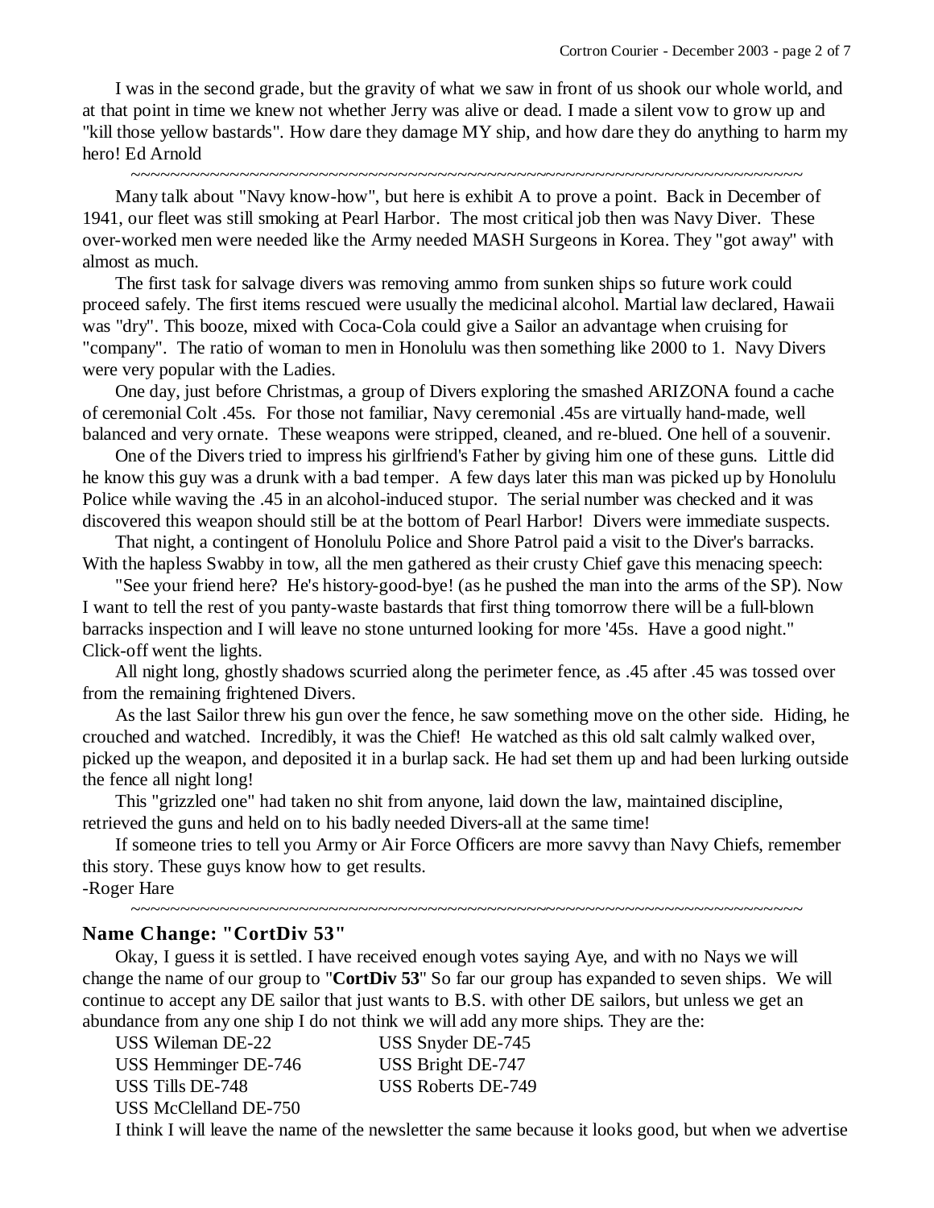I was in the second grade, but the gravity of what we saw in front of us shook our whole world, and at that point in time we knew not whether Jerry was alive or dead. I made a silent vow to grow up and "kill those yellow bastards". How dare they damage MY ship, and how dare they do anything to harm my hero! Ed Arnold

~~~~~~~~~~~~~~~~~~~~~~~~~~~~~~~~~~~~~~~~~~~~~~~~~~~~~~~~~~~~~~~~~~~~~~~~~~~~

Many talk about "Navy know-how", but here is exhibit A to prove a point. Back in December of 1941, our fleet was still smoking at Pearl Harbor. The most critical job then was Navy Diver. These over-worked men were needed like the Army needed MASH Surgeons in Korea. They "got away" with almost as much.

The first task for salvage divers was removing ammo from sunken ships so future work could proceed safely. The first items rescued were usually the medicinal alcohol. Martial law declared, Hawaii was "dry". This booze, mixed with Coca-Cola could give a Sailor an advantage when cruising for "company". The ratio of woman to men in Honolulu was then something like 2000 to 1. Navy Divers were very popular with the Ladies.

One day, just before Christmas, a group of Divers exploring the smashed ARIZONA found a cache of ceremonial Colt .45s. For those not familiar, Navy ceremonial .45s are virtually hand-made, well balanced and very ornate. These weapons were stripped, cleaned, and re-blued. One hell of a souvenir.

One of the Divers tried to impress his girlfriend's Father by giving him one of these guns. Little did he know this guy was a drunk with a bad temper. A few days later this man was picked up by Honolulu Police while waving the .45 in an alcohol-induced stupor. The serial number was checked and it was discovered this weapon should still be at the bottom of Pearl Harbor! Divers were immediate suspects.

That night, a contingent of Honolulu Police and Shore Patrol paid a visit to the Diver's barracks. With the hapless Swabby in tow, all the men gathered as their crusty Chief gave this menacing speech:

"See your friend here? He's history-good-bye! (as he pushed the man into the arms of the SP). Now I want to tell the rest of you panty-waste bastards that first thing tomorrow there will be a full-blown barracks inspection and I will leave no stone unturned looking for more '45s. Have a good night." Click-off went the lights.

All night long, ghostly shadows scurried along the perimeter fence, as .45 after .45 was tossed over from the remaining frightened Divers.

As the last Sailor threw his gun over the fence, he saw something move on the other side. Hiding, he crouched and watched. Incredibly, it was the Chief! He watched as this old salt calmly walked over, picked up the weapon, and deposited it in a burlap sack. He had set them up and had been lurking outside the fence all night long!

This "grizzled one" had taken no shit from anyone, laid down the law, maintained discipline, retrieved the guns and held on to his badly needed Divers-all at the same time!

If someone tries to tell you Army or Air Force Officers are more savvy than Navy Chiefs, remember this story. These guys know how to get results.

-Roger Hare

~~~~~~~~~~~~~~~~~~~~~~~~~~~~~~~~~~~~~~~~~~~~~~~~~~~~~~~~~~~~~~~~~~~~~~~~~~~~

## Name Change: "CortDiv 53"

Okay, I guess it is settled. I have received enough votes saying Aye, and with no Nays we will change the name of our group to "**CortDiv 53**" So far our group has expanded to seven ships. We will continue to accept any DE sailor that just wants to B.S. with other DE sailors, but unless we get an abundance from any one ship I do not think we will add any more ships. They are the:

USS Wileman DE-22
USS Snyder DE-745
USS Hemminger DE-746
USS Bright DE-747
USS Tills DE-748
USS Roberts DE-749
USS McClelland DE-750

I think I will leave the name of the newsletter the same because it looks good, but when we advertise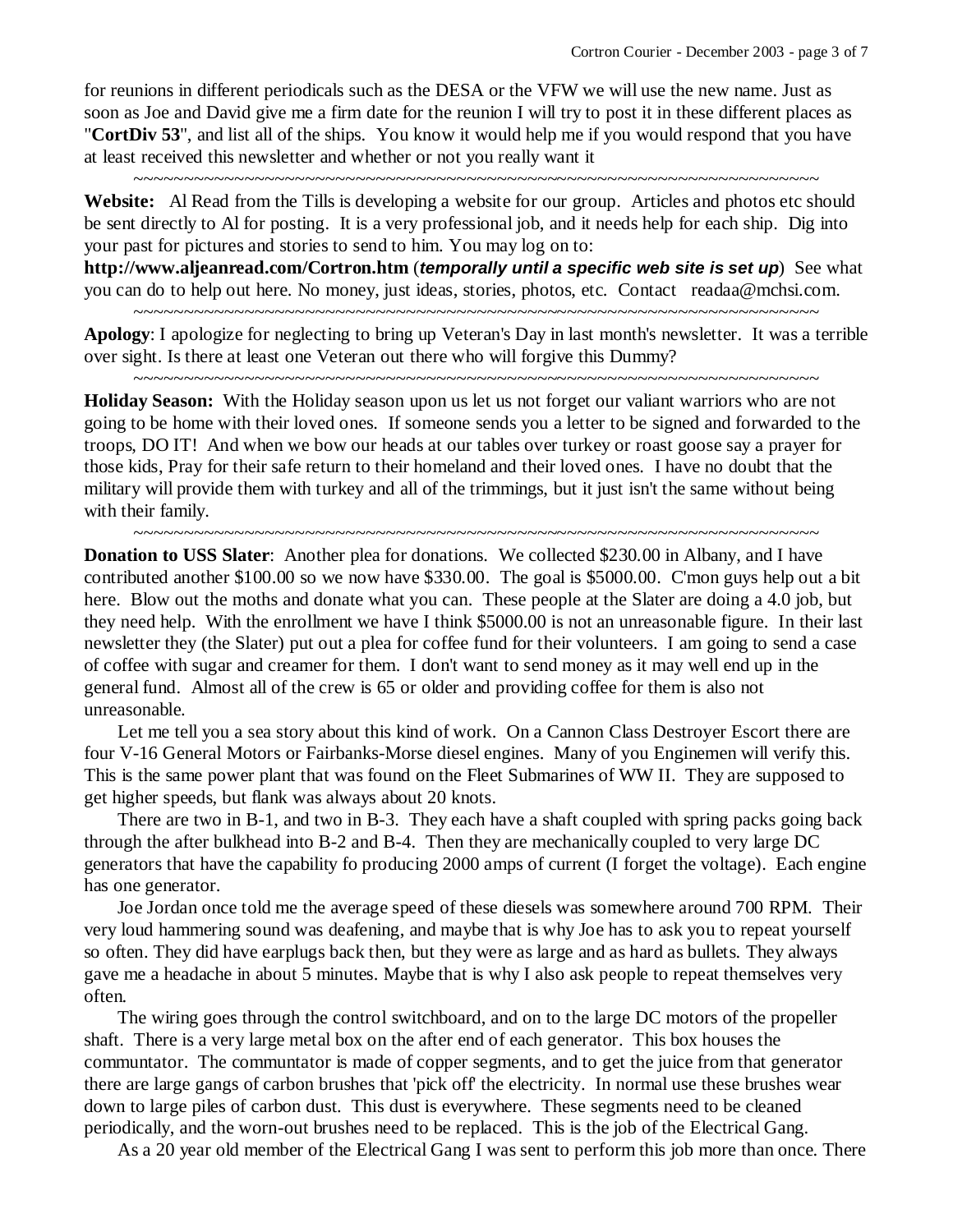for reunions in different periodicals such as the DESA or the VFW we will use the new name. Just as soon as Joe and David give me a firm date for the reunion I will try to post it in these different places as "**CortDiv 53**", and list all of the ships. You know it would help me if you would respond that you have at least received this newsletter and whether or not you really want it

~~~~~~~~~~~~~~~~~~~~~~~~~~~~~~~~~~~~~~~~~~~~~~~~~~~~~~~~~~~~~~~~~~~~~~

**Website:** Al Read from the Tills is developing a website for our group. Articles and photos etc should be sent directly to Al for posting. It is a very professional job, and it needs help for each ship. Dig into your past for pictures and stories to send to him. You may log on to:
**http://www.aljeanread.com/Cortron.htm** (***temporally until a specific web site is set up***) See what you can do to help out here. No money, just ideas, stories, photos, etc. Contact readaa@mchsi.com.

~~~~~~~~~~~~~~~~~~~~~~~~~~~~~~~~~~~~~~~~~~~~~~~~~~~~~~~~~~~~~~~~~~~~~~

**Apology**: I apologize for neglecting to bring up Veteran's Day in last month's newsletter. It was a terrible over sight. Is there at least one Veteran out there who will forgive this Dummy?

~~~~~~~~~~~~~~~~~~~~~~~~~~~~~~~~~~~~~~~~~~~~~~~~~~~~~~~~~~~~~~~~~~~~~~

**Holiday Season:** With the Holiday season upon us let us not forget our valiant warriors who are not going to be home with their loved ones. If someone sends you a letter to be signed and forwarded to the troops, DO IT! And when we bow our heads at our tables over turkey or roast goose say a prayer for those kids, Pray for their safe return to their homeland and their loved ones. I have no doubt that the military will provide them with turkey and all of the trimmings, but it just isn't the same without being with their family.

~~~~~~~~~~~~~~~~~~~~~~~~~~~~~~~~~~~~~~~~~~~~~~~~~~~~~~~~~~~~~~~~~~~~~~

**Donation to USS Slater**: Another plea for donations. We collected $230.00 in Albany, and I have contributed another $100.00 so we now have $330.00. The goal is $5000.00. C'mon guys help out a bit here. Blow out the moths and donate what you can. These people at the Slater are doing a 4.0 job, but they need help. With the enrollment we have I think $5000.00 is not an unreasonable figure. In their last newsletter they (the Slater) put out a plea for coffee fund for their volunteers. I am going to send a case of coffee with sugar and creamer for them. I don't want to send money as it may well end up in the general fund. Almost all of the crew is 65 or older and providing coffee for them is also not unreasonable.

Let me tell you a sea story about this kind of work. On a Cannon Class Destroyer Escort there are four V-16 General Motors or Fairbanks-Morse diesel engines. Many of you Enginemen will verify this. This is the same power plant that was found on the Fleet Submarines of WW II. They are supposed to get higher speeds, but flank was always about 20 knots.

There are two in B-1, and two in B-3. They each have a shaft coupled with spring packs going back through the after bulkhead into B-2 and B-4. Then they are mechanically coupled to very large DC generators that have the capability fo producing 2000 amps of current (I forget the voltage). Each engine has one generator.

Joe Jordan once told me the average speed of these diesels was somewhere around 700 RPM. Their very loud hammering sound was deafening, and maybe that is why Joe has to ask you to repeat yourself so often. They did have earplugs back then, but they were as large and as hard as bullets. They always gave me a headache in about 5 minutes. Maybe that is why I also ask people to repeat themselves very often.

The wiring goes through the control switchboard, and on to the large DC motors of the propeller shaft. There is a very large metal box on the after end of each generator. This box houses the communtator. The communtator is made of copper segments, and to get the juice from that generator there are large gangs of carbon brushes that 'pick off' the electricity. In normal use these brushes wear down to large piles of carbon dust. This dust is everywhere. These segments need to be cleaned periodically, and the worn-out brushes need to be replaced. This is the job of the Electrical Gang.

As a 20 year old member of the Electrical Gang I was sent to perform this job more than once. There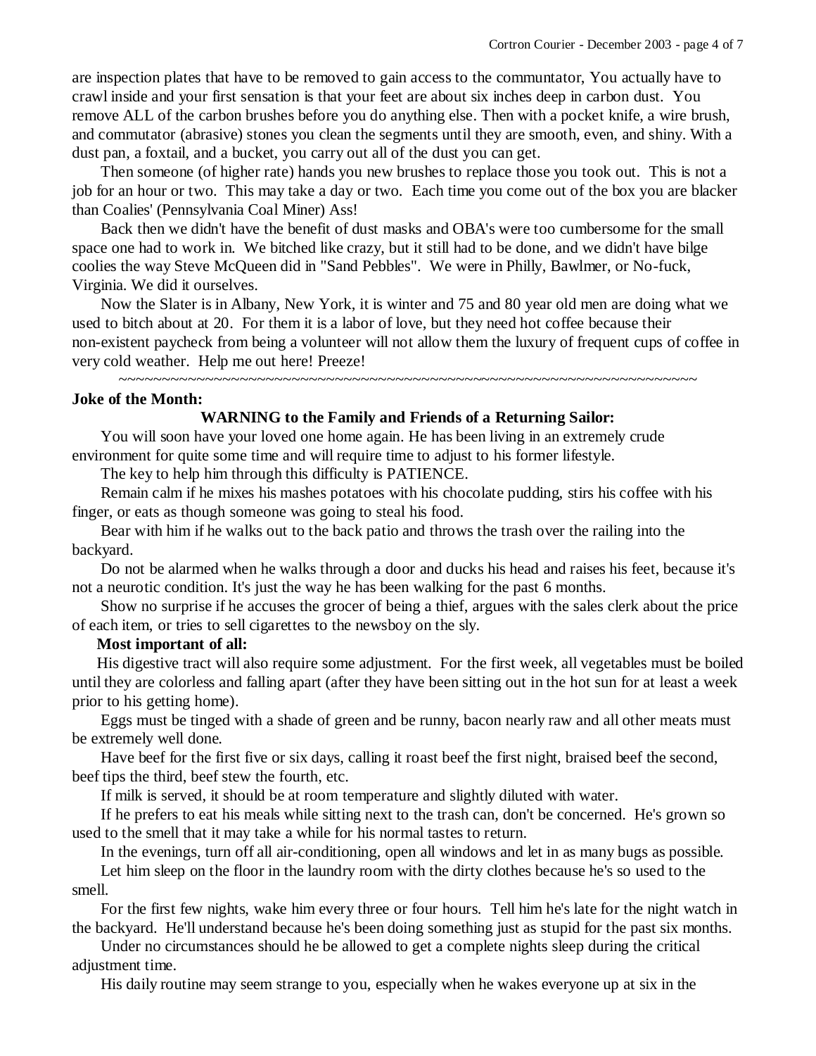are inspection plates that have to be removed to gain access to the communtator, You actually have to crawl inside and your first sensation is that your feet are about six inches deep in carbon dust. You remove ALL of the carbon brushes before you do anything else. Then with a pocket knife, a wire brush, and commutator (abrasive) stones you clean the segments until they are smooth, even, and shiny. With a dust pan, a foxtail, and a bucket, you carry out all of the dust you can get.

Then someone (of higher rate) hands you new brushes to replace those you took out. This is not a job for an hour or two. This may take a day or two. Each time you come out of the box you are blacker than Coalies' (Pennsylvania Coal Miner) Ass!

Back then we didn't have the benefit of dust masks and OBA's were too cumbersome for the small space one had to work in. We bitched like crazy, but it still had to be done, and we didn't have bilge coolies the way Steve McQueen did in "Sand Pebbles". We were in Philly, Bawlmer, or No-fuck, Virginia. We did it ourselves.

Now the Slater is in Albany, New York, it is winter and 75 and 80 year old men are doing what we used to bitch about at 20. For them it is a labor of love, but they need hot coffee because their non-existent paycheck from being a volunteer will not allow them the luxury of frequent cups of coffee in very cold weather. Help me out here! Preeze!

~~~~~~~~~~~~~~~~~~~~~~~~~~~~~~~~~~~~~~~~~~~~~~~~~~~~~~~~~~~~~~~~~~~~~~~~

**Joke of the Month:**

**WARNING to the Family and Friends of a Returning Sailor:**

You will soon have your loved one home again. He has been living in an extremely crude environment for quite some time and will require time to adjust to his former lifestyle.

The key to help him through this difficulty is PATIENCE.

Remain calm if he mixes his mashes potatoes with his chocolate pudding, stirs his coffee with his finger, or eats as though someone was going to steal his food.

Bear with him if he walks out to the back patio and throws the trash over the railing into the backyard.

Do not be alarmed when he walks through a door and ducks his head and raises his feet, because it's not a neurotic condition. It's just the way he has been walking for the past 6 months.

Show no surprise if he accuses the grocer of being a thief, argues with the sales clerk about the price of each item, or tries to sell cigarettes to the newsboy on the sly.

**Most important of all:**

His digestive tract will also require some adjustment. For the first week, all vegetables must be boiled until they are colorless and falling apart (after they have been sitting out in the hot sun for at least a week prior to his getting home).

Eggs must be tinged with a shade of green and be runny, bacon nearly raw and all other meats must be extremely well done.

Have beef for the first five or six days, calling it roast beef the first night, braised beef the second, beef tips the third, beef stew the fourth, etc.

If milk is served, it should be at room temperature and slightly diluted with water.

If he prefers to eat his meals while sitting next to the trash can, don't be concerned. He's grown so used to the smell that it may take a while for his normal tastes to return.

In the evenings, turn off all air-conditioning, open all windows and let in as many bugs as possible.

Let him sleep on the floor in the laundry room with the dirty clothes because he's so used to the smell.

For the first few nights, wake him every three or four hours. Tell him he's late for the night watch in the backyard. He'll understand because he's been doing something just as stupid for the past six months.

Under no circumstances should he be allowed to get a complete nights sleep during the critical adjustment time.

His daily routine may seem strange to you, especially when he wakes everyone up at six in the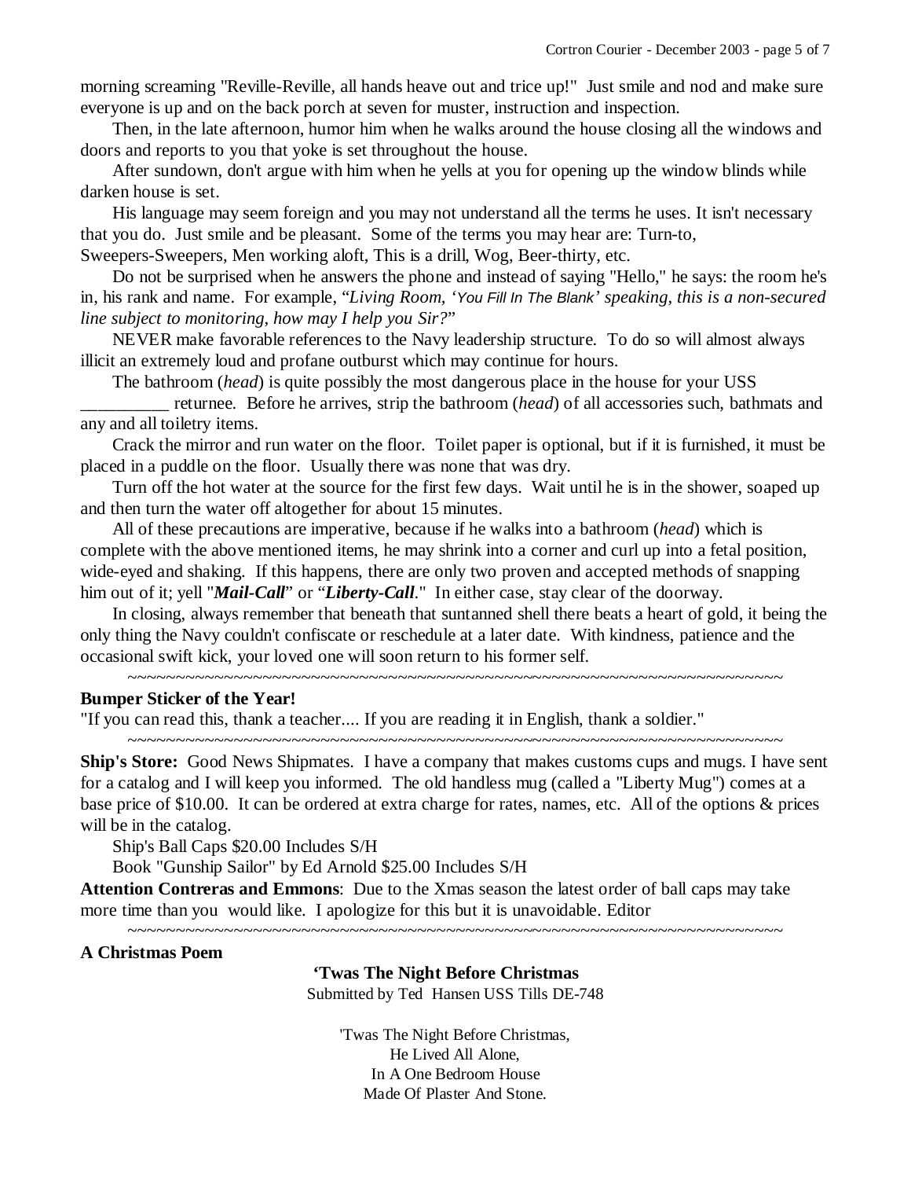morning screaming "Reville-Reville, all hands heave out and trice up!" Just smile and nod and make sure everyone is up and on the back porch at seven for muster, instruction and inspection.

Then, in the late afternoon, humor him when he walks around the house closing all the windows and doors and reports to you that yoke is set throughout the house.

After sundown, don't argue with him when he yells at you for opening up the window blinds while darken house is set.

His language may seem foreign and you may not understand all the terms he uses. It isn't necessary that you do. Just smile and be pleasant. Some of the terms you may hear are: Turn-to, Sweepers-Sweepers, Men working aloft, This is a drill, Wog, Beer-thirty, etc.

Do not be surprised when he answers the phone and instead of saying "Hello," he says: the room he's in, his rank and name. For example, "*Living Room, 'You Fill In The Blank' speaking, this is a non-secured line subject to monitoring, how may I help you Sir?*"

NEVER make favorable references to the Navy leadership structure. To do so will almost always illicit an extremely loud and profane outburst which may continue for hours.

The bathroom (*head*) is quite possibly the most dangerous place in the house for your USS __________ returnee. Before he arrives, strip the bathroom (*head*) of all accessories such, bathmats and any and all toiletry items.

Crack the mirror and run water on the floor. Toilet paper is optional, but if it is furnished, it must be placed in a puddle on the floor. Usually there was none that was dry.

Turn off the hot water at the source for the first few days. Wait until he is in the shower, soaped up and then turn the water off altogether for about 15 minutes.

All of these precautions are imperative, because if he walks into a bathroom (*head*) which is complete with the above mentioned items, he may shrink into a corner and curl up into a fetal position, wide-eyed and shaking. If this happens, there are only two proven and accepted methods of snapping him out of it; yell "***Mail-Call***" or "***Liberty-Call***." In either case, stay clear of the doorway.

In closing, always remember that beneath that suntanned shell there beats a heart of gold, it being the only thing the Navy couldn't confiscate or reschedule at a later date. With kindness, patience and the occasional swift kick, your loved one will soon return to his former self.

~~~~~~~~~~~~~~~~~~~~~~~~~~~~~~~~~~~~~~~~~~~~~~~~~~~~~~~~~~~~~~~~~~~~

**Bumper Sticker of the Year!**

"If you can read this, thank a teacher.... If you are reading it in English, thank a soldier."

~~~~~~~~~~~~~~~~~~~~~~~~~~~~~~~~~~~~~~~~~~~~~~~~~~~~~~~~~~~~~~~~~~~~

**Ship's Store:** Good News Shipmates. I have a company that makes customs cups and mugs. I have sent for a catalog and I will keep you informed. The old handless mug (called a "Liberty Mug") comes at a base price of $10.00. It can be ordered at extra charge for rates, names, etc. All of the options & prices will be in the catalog.

Ship's Ball Caps $20.00 Includes S/H

Book "Gunship Sailor" by Ed Arnold $25.00 Includes S/H

**Attention Contreras and Emmons**: Due to the Xmas season the latest order of ball caps may take more time than you would like. I apologize for this but it is unavoidable. Editor

~~~~~~~~~~~~~~~~~~~~~~~~~~~~~~~~~~~~~~~~~~~~~~~~~~~~~~~~~~~~~~~~~~~~

**A Christmas Poem**

**'Twas The Night Before Christmas**

Submitted by Ted Hansen USS Tills DE-748

'Twas The Night Before Christmas,
He Lived All Alone,
In A One Bedroom House
Made Of Plaster And Stone.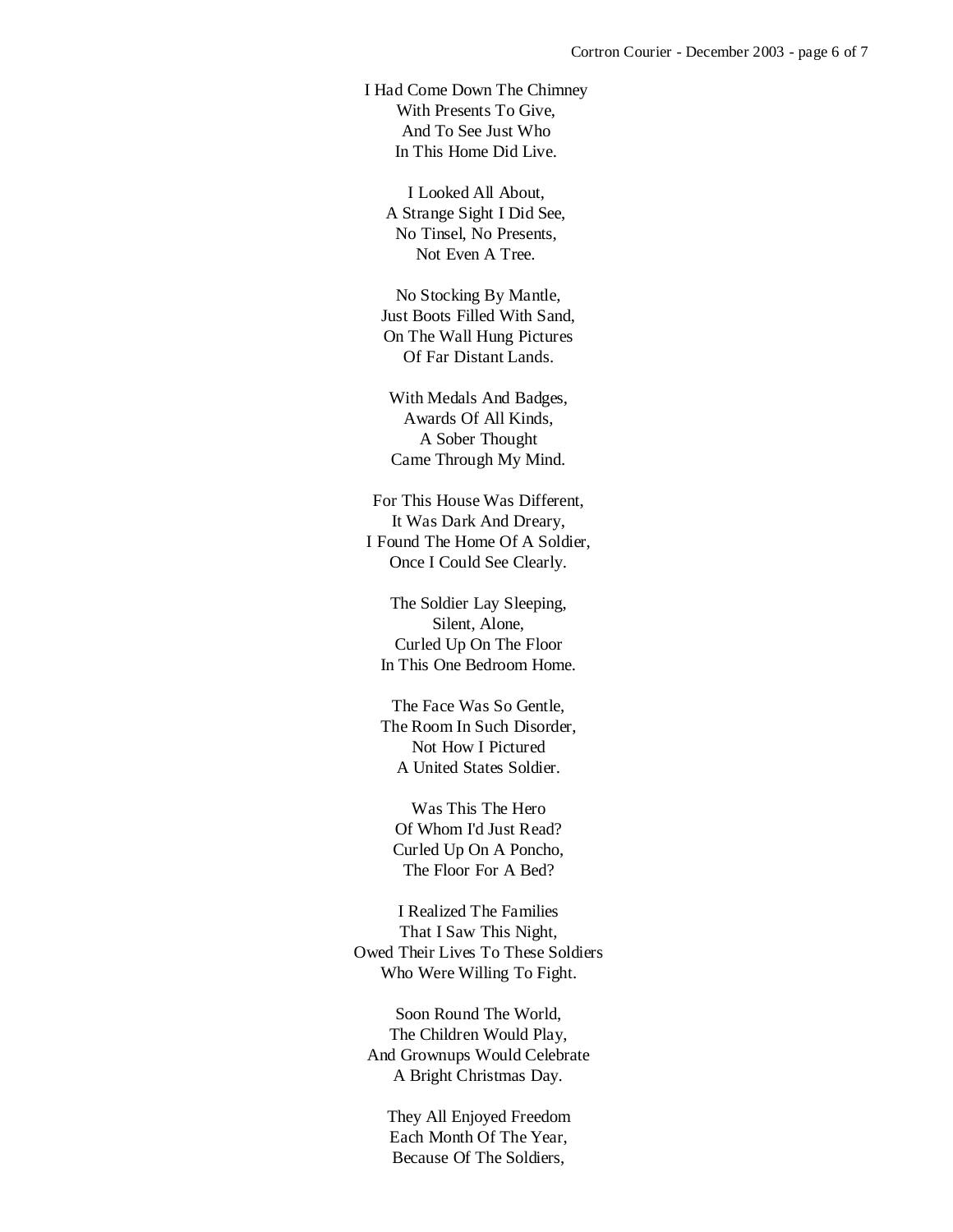I Had Come Down The Chimney
With Presents To Give,
And To See Just Who
In This Home Did Live.

I Looked All About,
A Strange Sight I Did See,
No Tinsel, No Presents,
Not Even A Tree.

No Stocking By Mantle,
Just Boots Filled With Sand,
On The Wall Hung Pictures
Of Far Distant Lands.

With Medals And Badges,
Awards Of All Kinds,
A Sober Thought
Came Through My Mind.

For This House Was Different,
It Was Dark And Dreary,
I Found The Home Of A Soldier,
Once I Could See Clearly.

The Soldier Lay Sleeping,
Silent, Alone,
Curled Up On The Floor
In This One Bedroom Home.

The Face Was So Gentle,
The Room In Such Disorder,
Not How I Pictured
A United States Soldier.

Was This The Hero
Of Whom I'd Just Read?
Curled Up On A Poncho,
The Floor For A Bed?

I Realized The Families
That I Saw This Night,
Owed Their Lives To These Soldiers
Who Were Willing To Fight.

Soon Round The World,
The Children Would Play,
And Grownups Would Celebrate
A Bright Christmas Day.

They All Enjoyed Freedom
Each Month Of The Year,
Because Of The Soldiers,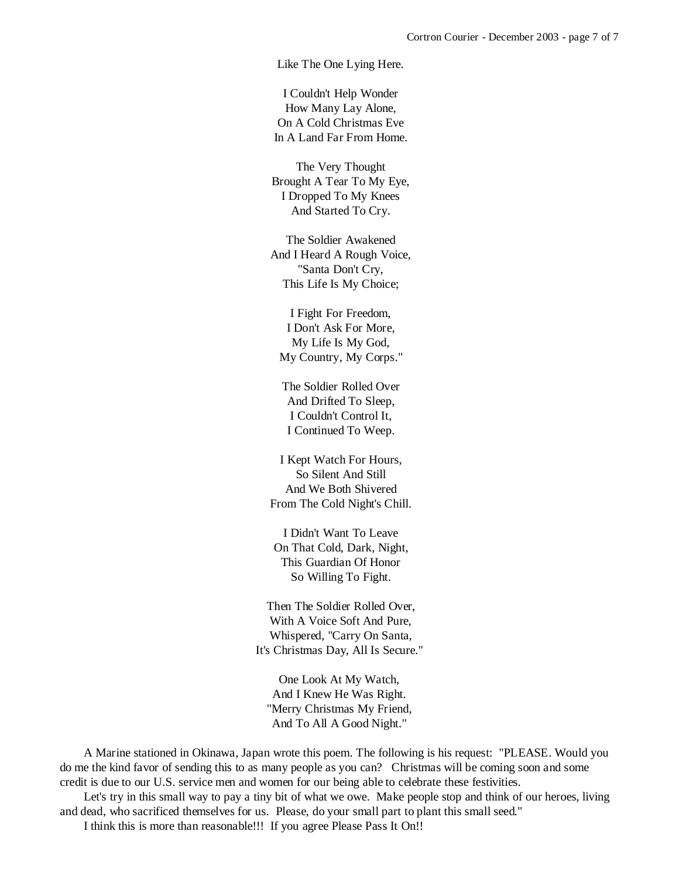Like The One Lying Here.

I Couldn't Help Wonder  
How Many Lay Alone,  
On A Cold Christmas Eve  
In A Land Far From Home.

The Very Thought  
Brought A Tear To My Eye,  
I Dropped To My Knees  
And Started To Cry.

The Soldier Awakened  
And I Heard A Rough Voice,  
"Santa Don't Cry,  
This Life Is My Choice;

I Fight For Freedom,  
I Don't Ask For More,  
My Life Is My God,  
My Country, My Corps."

The Soldier Rolled Over  
And Drifted To Sleep,  
I Couldn't Control It,  
I Continued To Weep.

I Kept Watch For Hours,  
So Silent And Still  
And We Both Shivered  
From The Cold Night's Chill.

I Didn't Want To Leave  
On That Cold, Dark, Night,  
This Guardian Of Honor  
So Willing To Fight.

Then The Soldier Rolled Over,  
With A Voice Soft And Pure,  
Whispered, "Carry On Santa,  
It's Christmas Day, All Is Secure."

One Look At My Watch,  
And I Knew He Was Right.  
"Merry Christmas My Friend,  
And To All A Good Night."

A Marine stationed in Okinawa, Japan wrote this poem. The following is his request: "PLEASE. Would you do me the kind favor of sending this to as many people as you can? Christmas will be coming soon and some credit is due to our U.S. service men and women for our being able to celebrate these festivities.

Let's try in this small way to pay a tiny bit of what we owe. Make people stop and think of our heroes, living and dead, who sacrificed themselves for us. Please, do your small part to plant this small seed."

I think this is more than reasonable!!! If you agree Please Pass It On!!